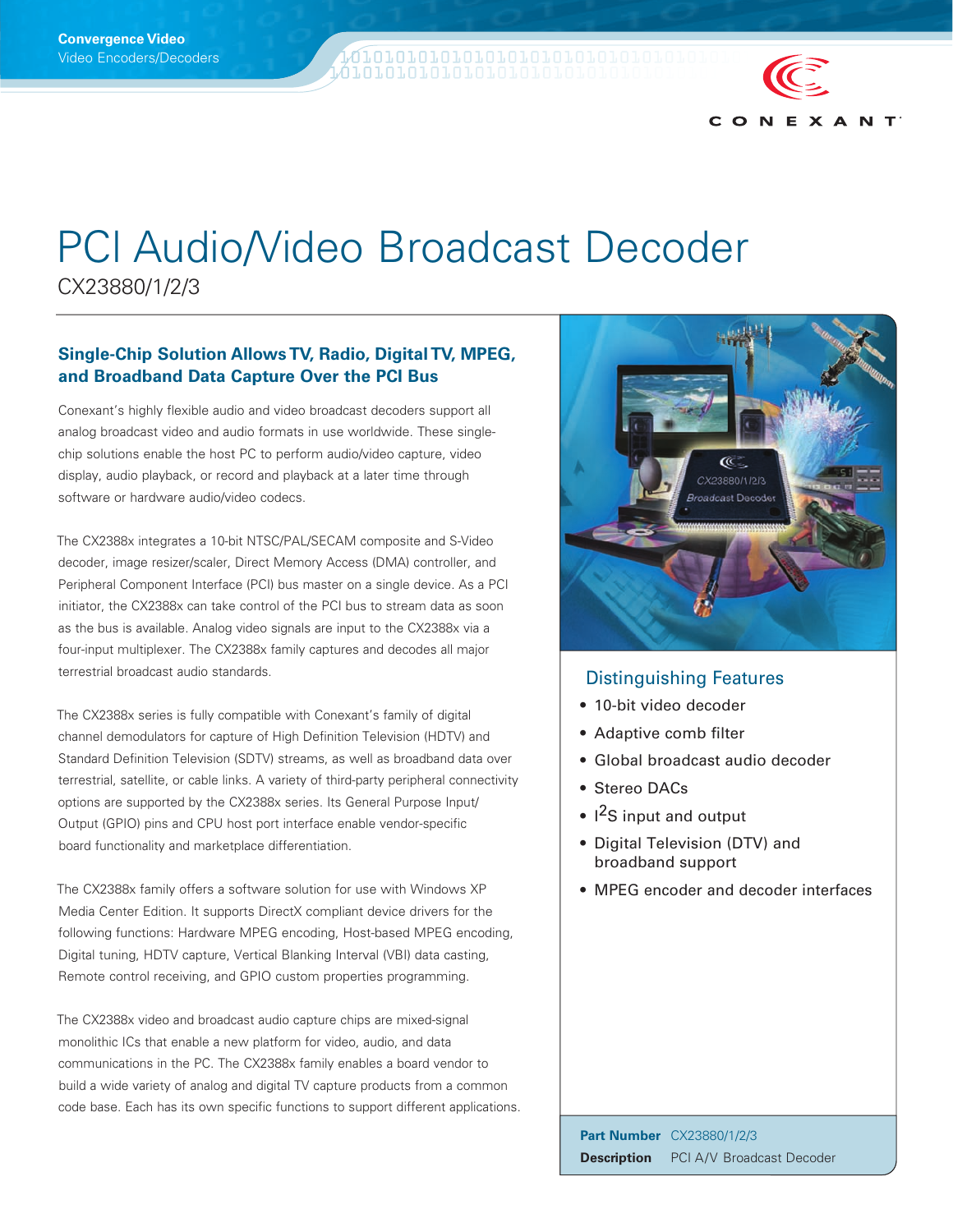Convergence Video
Video Encoders/Decoders

# PCI Audio/Video Broadcast Decoder

CX23880/1/2/3

## Single-Chip Solution Allows TV, Radio, Digital TV, MPEG, and Broadband Data Capture Over the PCI Bus

Conexant's highly flexible audio and video broadcast decoders support all analog broadcast video and audio formats in use worldwide. These single-chip solutions enable the host PC to perform audio/video capture, video display, audio playback, or record and playback at a later time through software or hardware audio/video codecs.

The CX2388x integrates a 10-bit NTSC/PAL/SECAM composite and S-Video decoder, image resizer/scaler, Direct Memory Access (DMA) controller, and Peripheral Component Interface (PCI) bus master on a single device. As a PCI initiator, the CX2388x can take control of the PCI bus to stream data as soon as the bus is available. Analog video signals are input to the CX2388x via a four-input multiplexer. The CX2388x family captures and decodes all major terrestrial broadcast audio standards.

The CX2388x series is fully compatible with Conexant's family of digital channel demodulators for capture of High Definition Television (HDTV) and Standard Definition Television (SDTV) streams, as well as broadband data over terrestrial, satellite, or cable links. A variety of third-party peripheral connectivity options are supported by the CX2388x series. Its General Purpose Input/Output (GPIO) pins and CPU host port interface enable vendor-specific board functionality and marketplace differentiation.

The CX2388x family offers a software solution for use with Windows XP Media Center Edition. It supports DirectX compliant device drivers for the following functions: Hardware MPEG encoding, Host-based MPEG encoding, Digital tuning, HDTV capture, Vertical Blanking Interval (VBI) data casting, Remote control receiving, and GPIO custom properties programming.

The CX2388x video and broadcast audio capture chips are mixed-signal monolithic ICs that enable a new platform for video, audio, and data communications in the PC. The CX2388x family enables a board vendor to build a wide variety of analog and digital TV capture products from a common code base. Each has its own specific functions to support different applications.

## Distinguishing Features

- 10-bit video decoder
- Adaptive comb filter
- Global broadcast audio decoder
- Stereo DACs
- $I^2S$ input and output
- Digital Television (DTV) and broadband support
- MPEG encoder and decoder interfaces

**Part Number** CX23880/1/2/3
**Description** PCI A/V Broadcast Decoder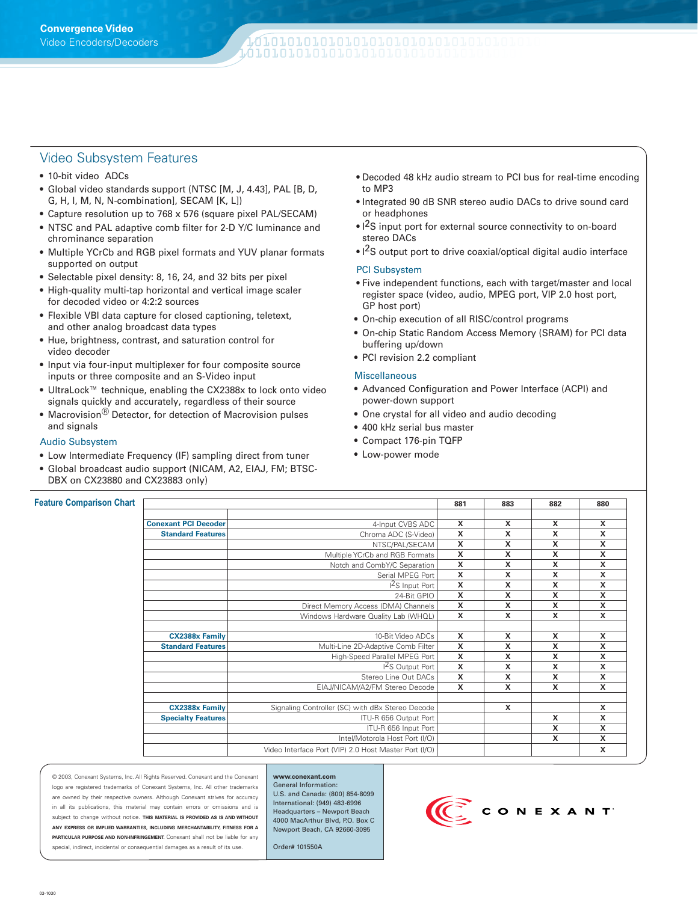## Video Subsystem Features

- 10-bit video ADCs
- Global video standards support (NTSC [M, J, 4.43], PAL [B, D, G, H, I, M, N, N-combination], SECAM [K, L])
- Capture resolution up to 768 x 576 (square pixel PAL/SECAM)
- NTSC and PAL adaptive comb filter for 2-D Y/C luminance and chrominance separation
- Multiple YCrCb and RGB pixel formats and YUV planar formats supported on output
- Selectable pixel density: 8, 16, 24, and 32 bits per pixel
- High-quality multi-tap horizontal and vertical image scaler for decoded video or 4:2:2 sources
- Flexible VBI data capture for closed captioning, teletext, and other analog broadcast data types
- Hue, brightness, contrast, and saturation control for video decoder
- Input via four-input multiplexer for four composite source inputs or three composite and an S-Video input
- UltraLock™ technique, enabling the CX2388x to lock onto video signals quickly and accurately, regardless of their source
- Macrovision® Detector, for detection of Macrovision pulses and signals

### Audio Subsystem

- Low Intermediate Frequency (IF) sampling direct from tuner
- Global broadcast audio support (NICAM, A2, EIAJ, FM; BTSC-DBX on CX23880 and CX23883 only)
- Decoded 48 kHz audio stream to PCI bus for real-time encoding to MP3
- Integrated 90 dB SNR stereo audio DACs to drive sound card or headphones
- $I^2S$ input port for external source connectivity to on-board stereo DACs
- $I^2S$ output port to drive coaxial/optical digital audio interface

### PCI Subsystem

- Five independent functions, each with target/master and local register space (video, audio, MPEG port, VIP 2.0 host port, GP host port)
- On-chip execution of all RISC/control programs
- On-chip Static Random Access Memory (SRAM) for PCI data buffering up/down
- PCI revision 2.2 compliant

### Miscellaneous

- Advanced Configuration and Power Interface (ACPI) and power-down support
- One crystal for all video and audio decoding
- 400 kHz serial bus master
- Compact 176-pin TQFP
- Low-power mode

## Feature Comparison Chart

| | | 881 | 883 | 882 | 880 |
|---|---|---|---|---|---|
| Conexant PCI Decoder | 4-Input CVBS ADC | X | X | X | X |
| Standard Features | Chroma ADC (S-Video) | X | X | X | X |
| | NTSC/PAL/SECAM | X | X | X | X |
| | Multiple YCrCb and RGB Formats | X | X | X | X |
| | Notch and CombY/C Separation | X | X | X | X |
| | Serial MPEG Port | X | X | X | X |
| | $I^2S$ Input Port | X | X | X | X |
| | 24-Bit GPIO | X | X | X | X |
| | Direct Memory Access (DMA) Channels | X | X | X | X |
| | Windows Hardware Quality Lab (WHQL) | X | X | X | X |
| CX2388x Family | 10-Bit Video ADCs | X | X | X | X |
| Standard Features | Multi-Line 2D-Adaptive Comb Filter | X | X | X | X |
| | High-Speed Parallel MPEG Port | X | X | X | X |
| | $I^2S$ Output Port | X | X | X | X |
| | Stereo Line Out DACs | X | X | X | X |
| | EIAJ/NICAM/A2/FM Stereo Decode | X | X | X | X |
| CX2388x Family | Signaling Controller (SC) with dBx Stereo Decode | | X | | X |
| Specialty Features | ITU-R 656 Output Port | | | X | X |
| | ITU-R 656 Input Port | | | X | X |
| | Intel/Motorola Host Port (I/O) | | | X | X |
| | Video Interface Port (VIP) 2.0 Host Master Port (I/O) | | | | X |

© 2003, Conexant Systems, Inc. All Rights Reserved. Conexant and the Conexant logo are registered trademarks of Conexant Systems, Inc. All other trademarks are owned by their respective owners. Although Conexant strives for accuracy in all its publications, this material may contain errors or omissions and is subject to change without notice. **THIS MATERIAL IS PROVIDED AS IS AND WITHOUT ANY EXPRESS OR IMPLIED WARRANTIES, INCLUDING MERCHANTABILITY, FITNESS FOR A PARTICULAR PURPOSE AND NON-INFRINGEMENT.** Conexant shall not be liable for any special, indirect, incidental or consequential damages as a result of its use.

**www.conexant.com**
General Information:
U.S. and Canada: (800) 854-8099
International: (949) 483-6996
Headquarters – Newport Beach
4000 MacArthur Blvd, P.O. Box C
Newport Beach, CA 92660-3095

Order# 101550A

CONEXANT

03-1030